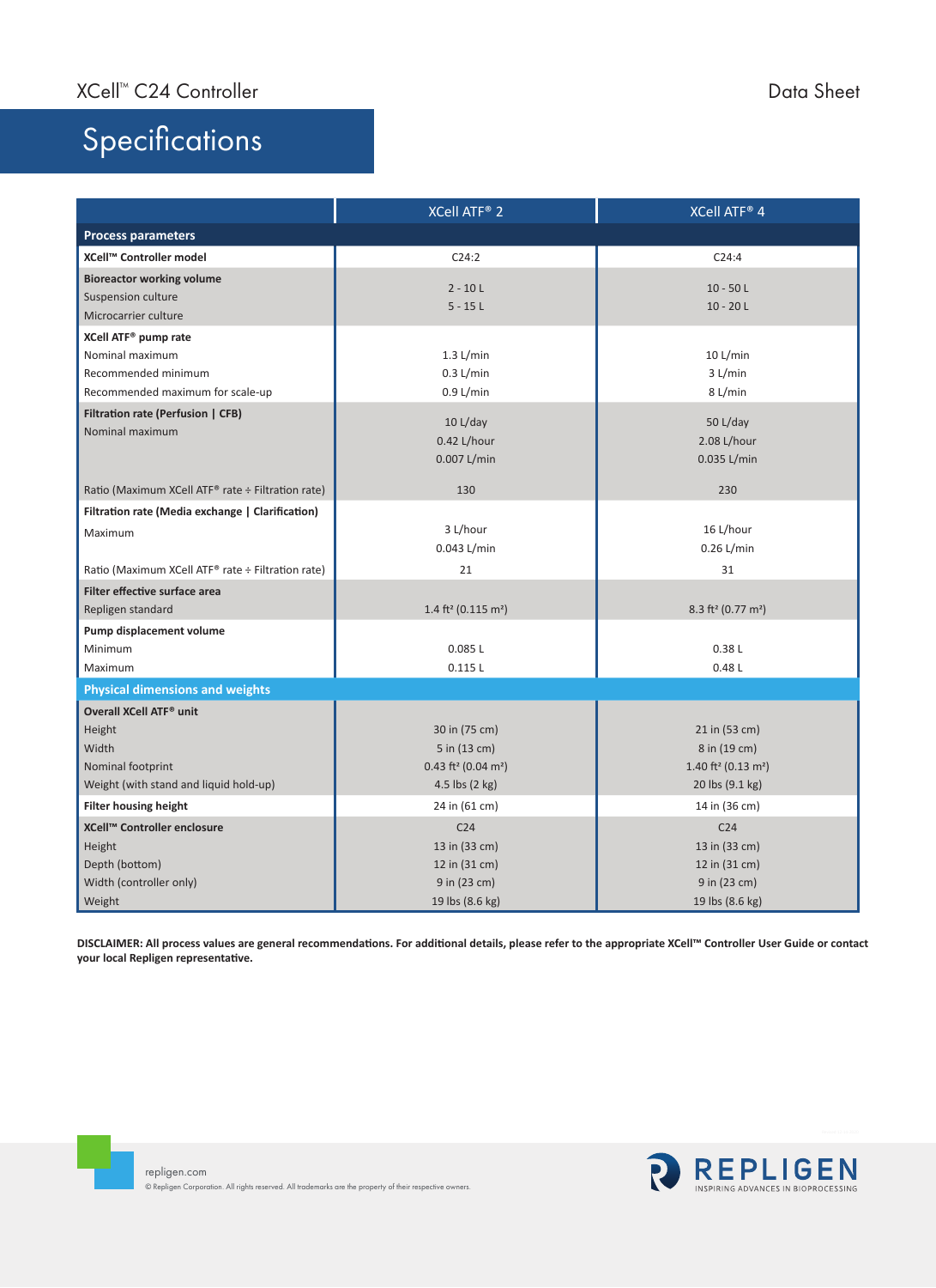XCell™ C24 Controller

Data Sheet

# Specifications

| | XCell ATF® 2 | XCell ATF® 4 |
|---|---|---|
| **Process parameters** | | |
| **XCell™ Controller model** | C24:2 | C24:4 |
| **Bioreactor working volume** | | |
| Suspension culture | 2 - 10 L | 10 - 50 L |
| Microcarrier culture | 5 - 15 L | 10 - 20 L |
| **XCell ATF® pump rate** | | |
| Nominal maximum | 1.3 L/min | 10 L/min |
| Recommended minimum | 0.3 L/min | 3 L/min |
| Recommended maximum for scale-up | 0.9 L/min | 8 L/min |
| **Filtration rate (Perfusion \| CFB)** | | |
| Nominal maximum | 10 L/day<br>0.42 L/hour<br>0.007 L/min | 50 L/day<br>2.08 L/hour<br>0.035 L/min |
| Ratio (Maximum XCell ATF® rate ÷ Filtration rate) | 130 | 230 |
| **Filtration rate (Media exchange \| Clarification)** | | |
| Maximum | 3 L/hour<br>0.043 L/min | 16 L/hour<br>0.26 L/min |
| Ratio (Maximum XCell ATF® rate ÷ Filtration rate) | 21 | 31 |
| **Filter effective surface area** | | |
| Repligen standard | 1.4 ft² (0.115 m²) | 8.3 ft² (0.77 m²) |
| **Pump displacement volume** | | |
| Minimum | 0.085 L | 0.38 L |
| Maximum | 0.115 L | 0.48 L |
| **Physical dimensions and weights** | | |
| **Overall XCell ATF® unit** | | |
| Height | 30 in (75 cm) | 21 in (53 cm) |
| Width | 5 in (13 cm) | 8 in (19 cm) |
| Nominal footprint | 0.43 ft² (0.04 m²) | 1.40 ft² (0.13 m²) |
| Weight (with stand and liquid hold-up) | 4.5 lbs (2 kg) | 20 lbs (9.1 kg) |
| **Filter housing height** | 24 in (61 cm) | 14 in (36 cm) |
| **XCell™ Controller enclosure** | C24 | C24 |
| Height | 13 in (33 cm) | 13 in (33 cm) |
| Depth (bottom) | 12 in (31 cm) | 12 in (31 cm) |
| Width (controller only) | 9 in (23 cm) | 9 in (23 cm) |
| Weight | 19 lbs (8.6 kg) | 19 lbs (8.6 kg) |

**DISCLAIMER: All process values are general recommendations. For additional details, please refer to the appropriate XCell™ Controller User Guide or contact your local Repligen representative.**

repligen.com

© Repligen Corporation. All rights reserved. All trademarks are the property of their respective owners.

REPLIGEN
INSPIRING ADVANCES IN BIOPROCESSING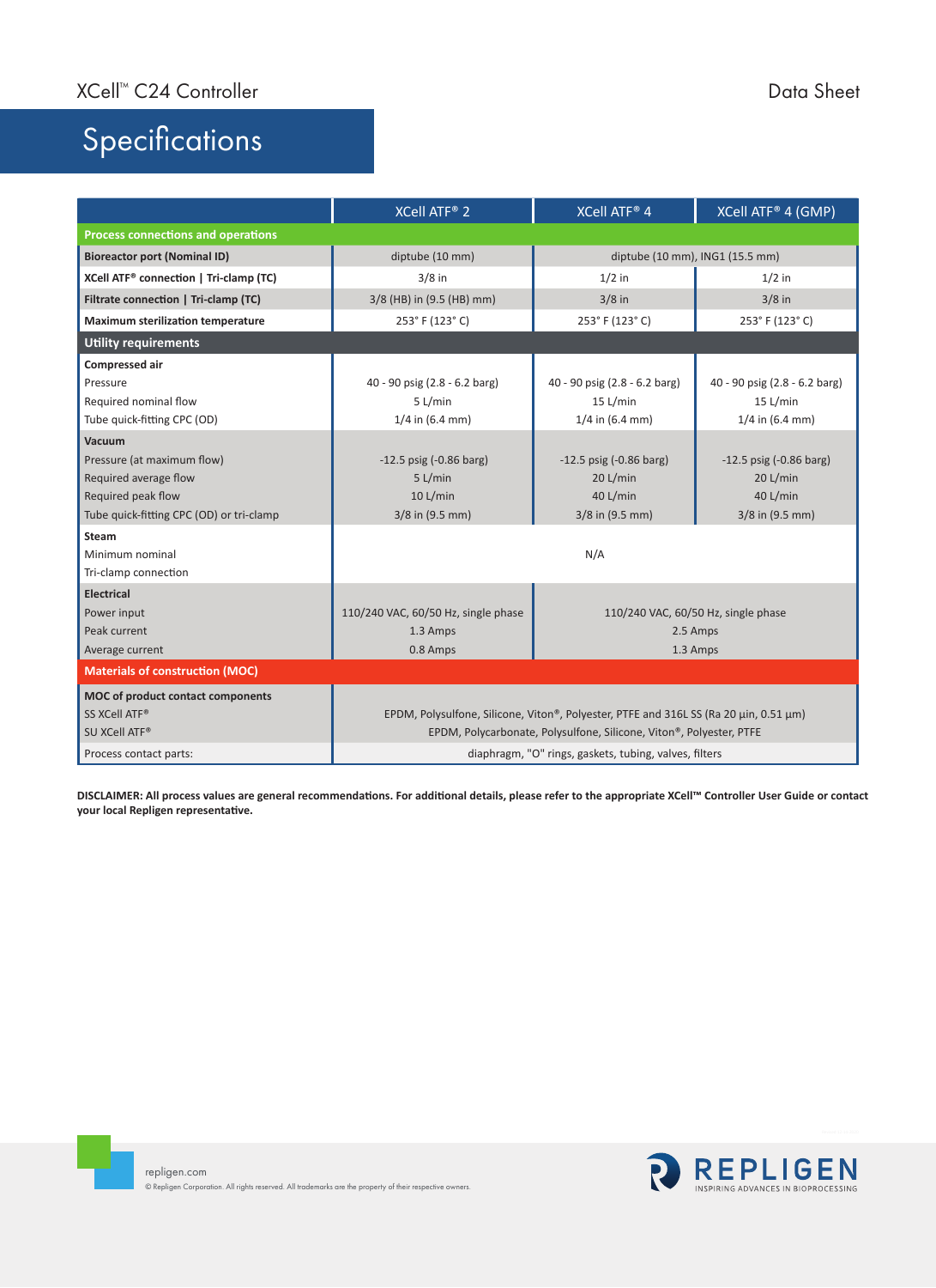# Specifications

| | XCell ATF® 2 | XCell ATF® 4 | XCell ATF® 4 (GMP) |
|---|---|---|---|
| **Process connections and operations** | | | |
| **Bioreactor port (Nominal ID)** | diptube (10 mm) | diptube (10 mm), ING1 (15.5 mm) | |
| **XCell ATF® connection \| Tri-clamp (TC)** | 3/8 in | 1/2 in | 1/2 in |
| **Filtrate connection \| Tri-clamp (TC)** | 3/8 (HB) in (9.5 (HB) mm) | 3/8 in | 3/8 in |
| **Maximum sterilization temperature** | 253° F (123° C) | 253° F (123° C) | 253° F (123° C) |
| **Utility requirements** | | | |
| **Compressed air** | | | |
| Pressure | 40 - 90 psig (2.8 - 6.2 barg) | 40 - 90 psig (2.8 - 6.2 barg) | 40 - 90 psig (2.8 - 6.2 barg) |
| Required nominal flow | 5 L/min | 15 L/min | 15 L/min |
| Tube quick-fitting CPC (OD) | 1/4 in (6.4 mm) | 1/4 in (6.4 mm) | 1/4 in (6.4 mm) |
| **Vacuum** | | | |
| Pressure (at maximum flow) | -12.5 psig (-0.86 barg) | -12.5 psig (-0.86 barg) | -12.5 psig (-0.86 barg) |
| Required average flow | 5 L/min | 20 L/min | 20 L/min |
| Required peak flow | 10 L/min | 40 L/min | 40 L/min |
| Tube quick-fitting CPC (OD) or tri-clamp | 3/8 in (9.5 mm) | 3/8 in (9.5 mm) | 3/8 in (9.5 mm) |
| **Steam** | | | |
| Minimum nominal | N/A | | |
| Tri-clamp connection | | | |
| **Electrical** | | | |
| Power input | 110/240 VAC, 60/50 Hz, single phase | 110/240 VAC, 60/50 Hz, single phase | |
| Peak current | 1.3 Amps | 2.5 Amps | |
| Average current | 0.8 Amps | 1.3 Amps | |
| **Materials of construction (MOC)** | | | |
| **MOC of product contact components** | | | |
| SS XCell ATF® | EPDM, Polysulfone, Silicone, Viton®, Polyester, PTFE and 316L SS (Ra 20 µin, 0.51 µm) | | |
| SU XCell ATF® | EPDM, Polycarbonate, Polysulfone, Silicone, Viton®, Polyester, PTFE | | |
| Process contact parts: | diaphragm, "O" rings, gaskets, tubing, valves, filters | | |

**DISCLAIMER: All process values are general recommendations. For additional details, please refer to the appropriate XCell™ Controller User Guide or contact your local Repligen representative.**

repligen.com
© Repligen Corporation. All rights reserved. All trademarks are the property of their respective owners.

REPLIGEN
INSPIRING ADVANCES IN BIOPROCESSING